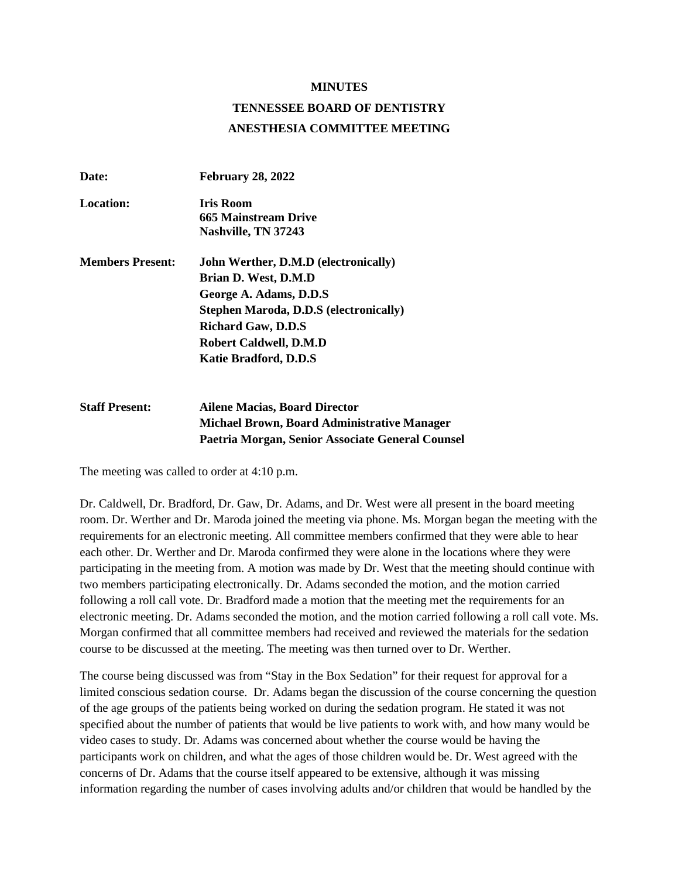# MINUTES

# TENNESSEE BOARD OF DENTISTRY

# ANESTHESIA COMMITTEE MEETING

| | |
|---|---|
| **Date:** | **February 28, 2022** |
| **Location:** | **Iris Room**<br>**665 Mainstream Drive**<br>**Nashville, TN 37243** |
| **Members Present:** | **John Werther, D.M.D (electronically)**<br>**Brian D. West, D.M.D**<br>**George A. Adams, D.D.S**<br>**Stephen Maroda, D.D.S (electronically)**<br>**Richard Gaw, D.D.S**<br>**Robert Caldwell, D.M.D**<br>**Katie Bradford, D.D.S** |
| **Staff Present:** | **Ailene Macias, Board Director**<br>**Michael Brown, Board Administrative Manager**<br>**Paetria Morgan, Senior Associate General Counsel** |

The meeting was called to order at 4:10 p.m.

Dr. Caldwell, Dr. Bradford, Dr. Gaw, Dr. Adams, and Dr. West were all present in the board meeting room. Dr. Werther and Dr. Maroda joined the meeting via phone. Ms. Morgan began the meeting with the requirements for an electronic meeting. All committee members confirmed that they were able to hear each other. Dr. Werther and Dr. Maroda confirmed they were alone in the locations where they were participating in the meeting from. A motion was made by Dr. West that the meeting should continue with two members participating electronically. Dr. Adams seconded the motion, and the motion carried following a roll call vote. Dr. Bradford made a motion that the meeting met the requirements for an electronic meeting. Dr. Adams seconded the motion, and the motion carried following a roll call vote. Ms. Morgan confirmed that all committee members had received and reviewed the materials for the sedation course to be discussed at the meeting. The meeting was then turned over to Dr. Werther.

The course being discussed was from "Stay in the Box Sedation" for their request for approval for a limited conscious sedation course. Dr. Adams began the discussion of the course concerning the question of the age groups of the patients being worked on during the sedation program. He stated it was not specified about the number of patients that would be live patients to work with, and how many would be video cases to study. Dr. Adams was concerned about whether the course would be having the participants work on children, and what the ages of those children would be. Dr. West agreed with the concerns of Dr. Adams that the course itself appeared to be extensive, although it was missing information regarding the number of cases involving adults and/or children that would be handled by the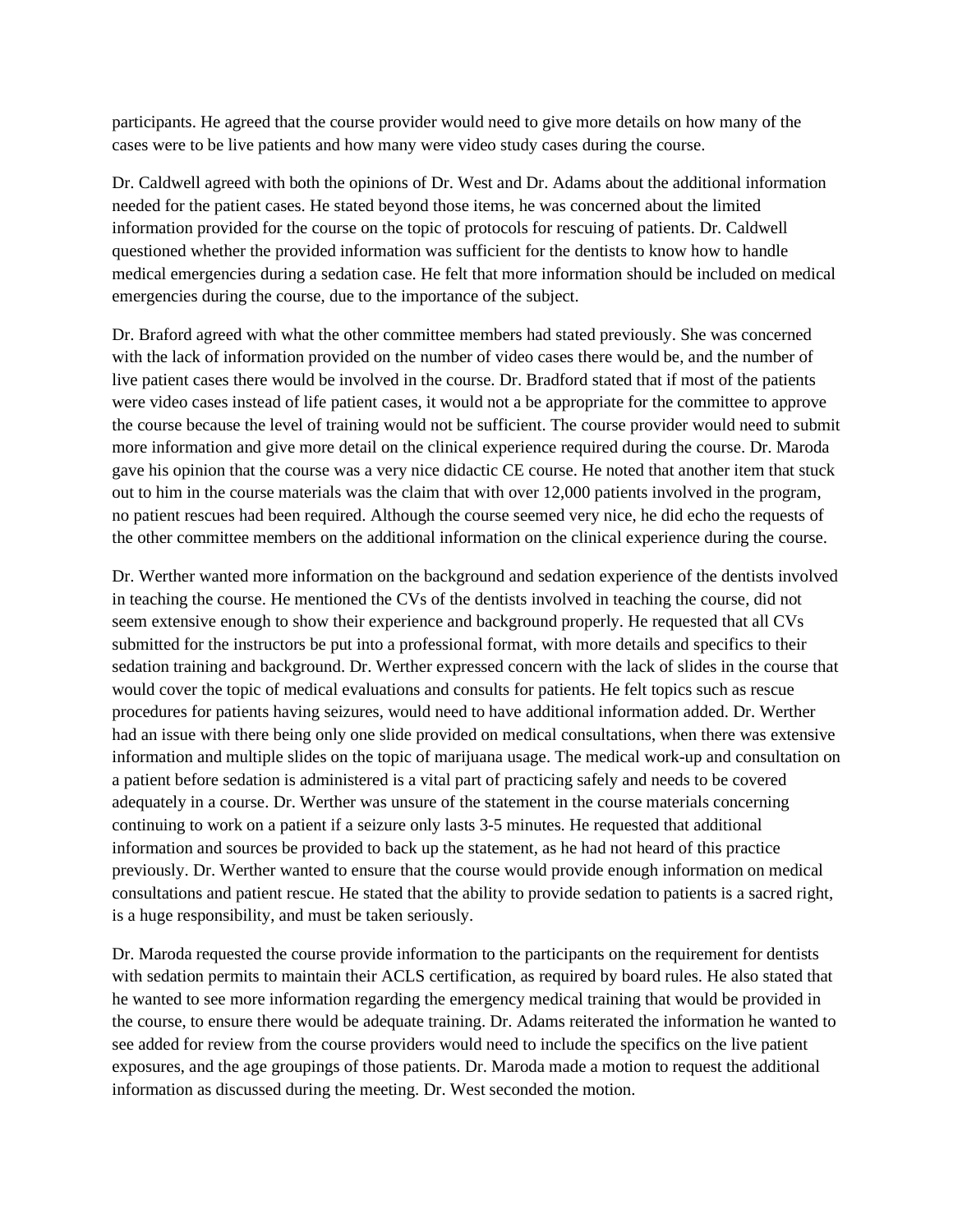participants. He agreed that the course provider would need to give more details on how many of the cases were to be live patients and how many were video study cases during the course.

Dr. Caldwell agreed with both the opinions of Dr. West and Dr. Adams about the additional information needed for the patient cases. He stated beyond those items, he was concerned about the limited information provided for the course on the topic of protocols for rescuing of patients. Dr. Caldwell questioned whether the provided information was sufficient for the dentists to know how to handle medical emergencies during a sedation case. He felt that more information should be included on medical emergencies during the course, due to the importance of the subject.

Dr. Braford agreed with what the other committee members had stated previously. She was concerned with the lack of information provided on the number of video cases there would be, and the number of live patient cases there would be involved in the course. Dr. Bradford stated that if most of the patients were video cases instead of life patient cases, it would not a be appropriate for the committee to approve the course because the level of training would not be sufficient. The course provider would need to submit more information and give more detail on the clinical experience required during the course. Dr. Maroda gave his opinion that the course was a very nice didactic CE course. He noted that another item that stuck out to him in the course materials was the claim that with over 12,000 patients involved in the program, no patient rescues had been required. Although the course seemed very nice, he did echo the requests of the other committee members on the additional information on the clinical experience during the course.

Dr. Werther wanted more information on the background and sedation experience of the dentists involved in teaching the course. He mentioned the CVs of the dentists involved in teaching the course, did not seem extensive enough to show their experience and background properly. He requested that all CVs submitted for the instructors be put into a professional format, with more details and specifics to their sedation training and background. Dr. Werther expressed concern with the lack of slides in the course that would cover the topic of medical evaluations and consults for patients. He felt topics such as rescue procedures for patients having seizures, would need to have additional information added. Dr. Werther had an issue with there being only one slide provided on medical consultations, when there was extensive information and multiple slides on the topic of marijuana usage. The medical work-up and consultation on a patient before sedation is administered is a vital part of practicing safely and needs to be covered adequately in a course. Dr. Werther was unsure of the statement in the course materials concerning continuing to work on a patient if a seizure only lasts 3-5 minutes. He requested that additional information and sources be provided to back up the statement, as he had not heard of this practice previously. Dr. Werther wanted to ensure that the course would provide enough information on medical consultations and patient rescue. He stated that the ability to provide sedation to patients is a sacred right, is a huge responsibility, and must be taken seriously.

Dr. Maroda requested the course provide information to the participants on the requirement for dentists with sedation permits to maintain their ACLS certification, as required by board rules. He also stated that he wanted to see more information regarding the emergency medical training that would be provided in the course, to ensure there would be adequate training. Dr. Adams reiterated the information he wanted to see added for review from the course providers would need to include the specifics on the live patient exposures, and the age groupings of those patients. Dr. Maroda made a motion to request the additional information as discussed during the meeting. Dr. West seconded the motion.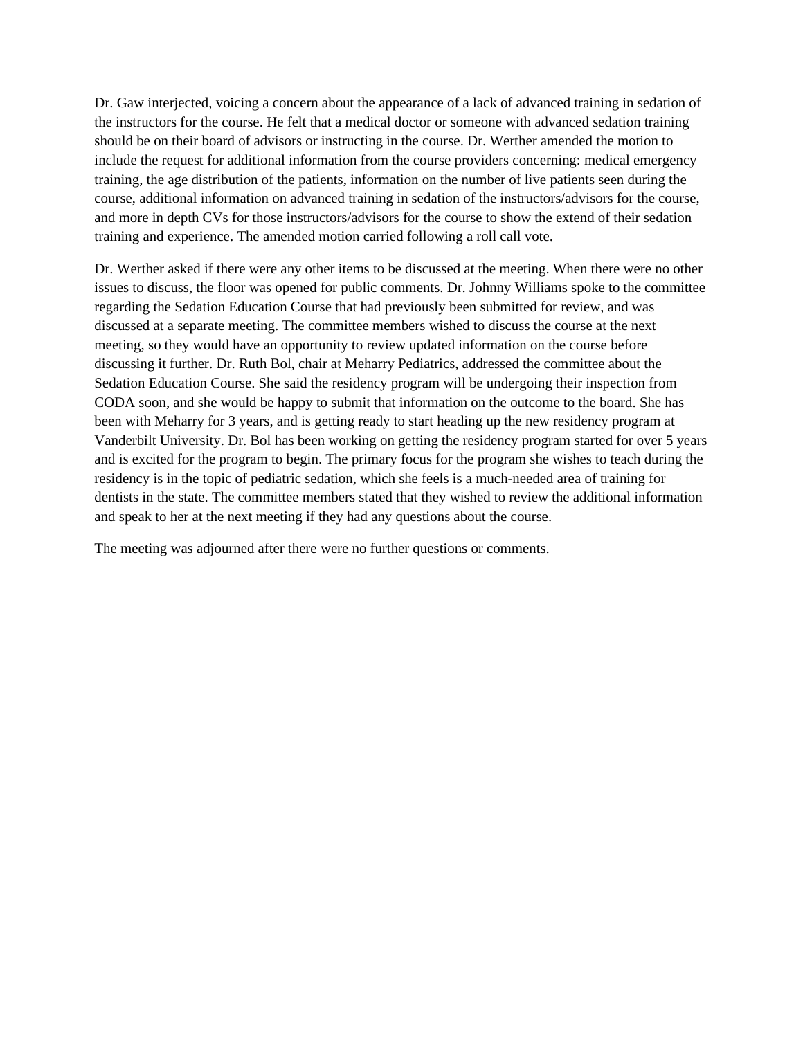Dr. Gaw interjected, voicing a concern about the appearance of a lack of advanced training in sedation of the instructors for the course. He felt that a medical doctor or someone with advanced sedation training should be on their board of advisors or instructing in the course. Dr. Werther amended the motion to include the request for additional information from the course providers concerning: medical emergency training, the age distribution of the patients, information on the number of live patients seen during the course, additional information on advanced training in sedation of the instructors/advisors for the course, and more in depth CVs for those instructors/advisors for the course to show the extend of their sedation training and experience. The amended motion carried following a roll call vote.

Dr. Werther asked if there were any other items to be discussed at the meeting. When there were no other issues to discuss, the floor was opened for public comments. Dr. Johnny Williams spoke to the committee regarding the Sedation Education Course that had previously been submitted for review, and was discussed at a separate meeting. The committee members wished to discuss the course at the next meeting, so they would have an opportunity to review updated information on the course before discussing it further. Dr. Ruth Bol, chair at Meharry Pediatrics, addressed the committee about the Sedation Education Course. She said the residency program will be undergoing their inspection from CODA soon, and she would be happy to submit that information on the outcome to the board. She has been with Meharry for 3 years, and is getting ready to start heading up the new residency program at Vanderbilt University. Dr. Bol has been working on getting the residency program started for over 5 years and is excited for the program to begin. The primary focus for the program she wishes to teach during the residency is in the topic of pediatric sedation, which she feels is a much-needed area of training for dentists in the state. The committee members stated that they wished to review the additional information and speak to her at the next meeting if they had any questions about the course.

The meeting was adjourned after there were no further questions or comments.